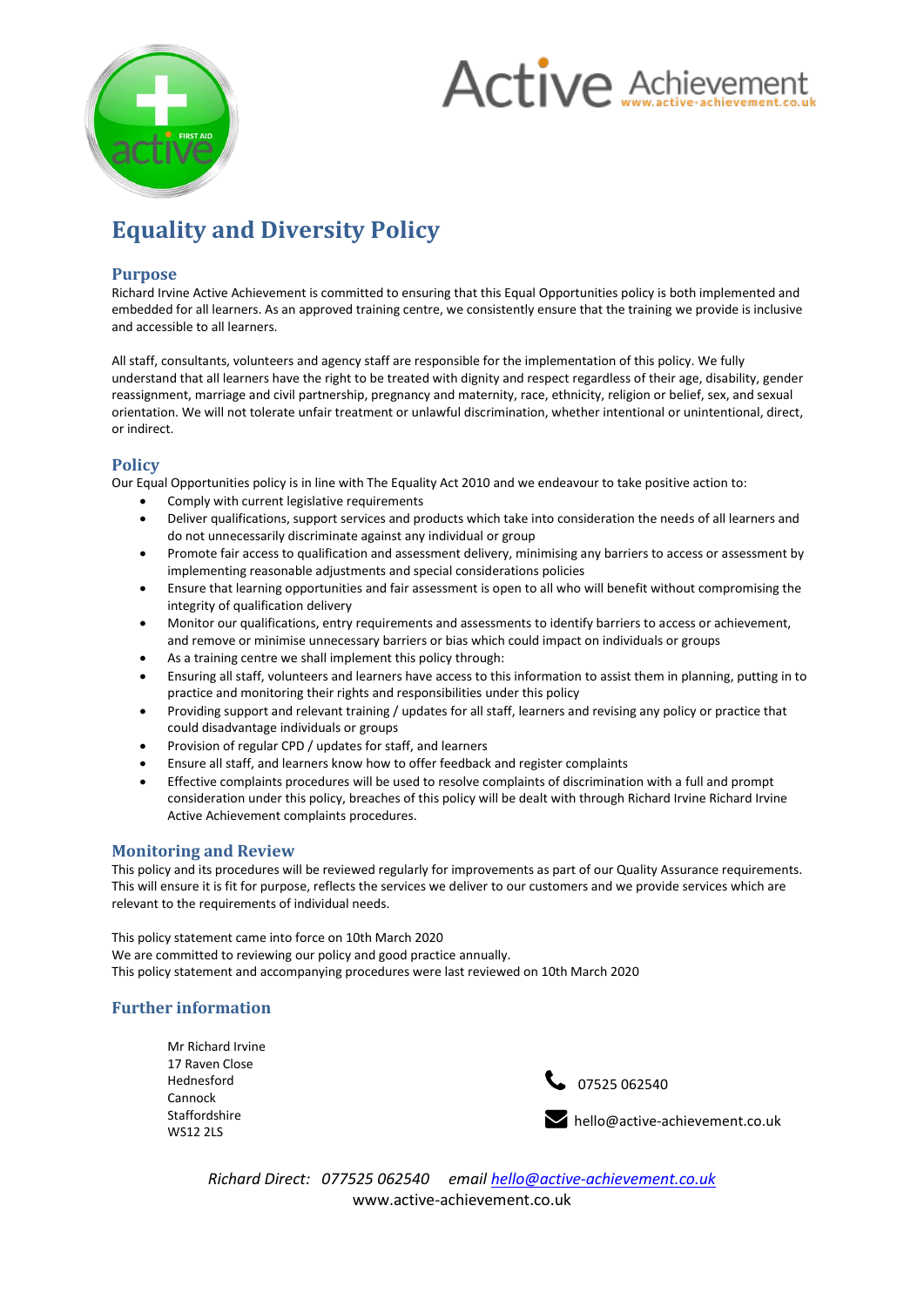# Equality and Diversity Policy

## Purpose

Richard Irvine Active Achievement is committed to ensuring that this Equal Opportunities policy is both implemented and embedded for all learners. As an approved training centre, we consistently ensure that the training we provide is inclusive and accessible to all learners.

All staff, consultants, volunteers and agency staff are responsible for the implementation of this policy. We fully understand that all learners have the right to be treated with dignity and respect regardless of their age, disability, gender reassignment, marriage and civil partnership, pregnancy and maternity, race, ethnicity, religion or belief, sex, and sexual orientation. We will not tolerate unfair treatment or unlawful discrimination, whether intentional or unintentional, direct, or indirect.

## Policy

Our Equal Opportunities policy is in line with The Equality Act 2010 and we endeavour to take positive action to:

- Comply with current legislative requirements
- Deliver qualifications, support services and products which take into consideration the needs of all learners and do not unnecessarily discriminate against any individual or group
- Promote fair access to qualification and assessment delivery, minimising any barriers to access or assessment by implementing reasonable adjustments and special considerations policies
- Ensure that learning opportunities and fair assessment is open to all who will benefit without compromising the integrity of qualification delivery
- Monitor our qualifications, entry requirements and assessments to identify barriers to access or achievement, and remove or minimise unnecessary barriers or bias which could impact on individuals or groups
- As a training centre we shall implement this policy through:
- Ensuring all staff, volunteers and learners have access to this information to assist them in planning, putting in to practice and monitoring their rights and responsibilities under this policy
- Providing support and relevant training / updates for all staff, learners and revising any policy or practice that could disadvantage individuals or groups
- Provision of regular CPD / updates for staff, and learners
- Ensure all staff, and learners know how to offer feedback and register complaints
- Effective complaints procedures will be used to resolve complaints of discrimination with a full and prompt consideration under this policy, breaches of this policy will be dealt with through Richard Irvine Richard Irvine Active Achievement complaints procedures.

## Monitoring and Review

This policy and its procedures will be reviewed regularly for improvements as part of our Quality Assurance requirements. This will ensure it is fit for purpose, reflects the services we deliver to our customers and we provide services which are relevant to the requirements of individual needs.

This policy statement came into force on 10th March 2020
We are committed to reviewing our policy and good practice annually.
This policy statement and accompanying procedures were last reviewed on 10th March 2020

## Further information

Mr Richard Irvine
17 Raven Close
Hednesford
Cannock
Staffordshire
WS12 2LS

07525 062540

hello@active-achievement.co.uk

*Richard Direct: 077525 062540 email hello@active-achievement.co.uk*
www.active-achievement.co.uk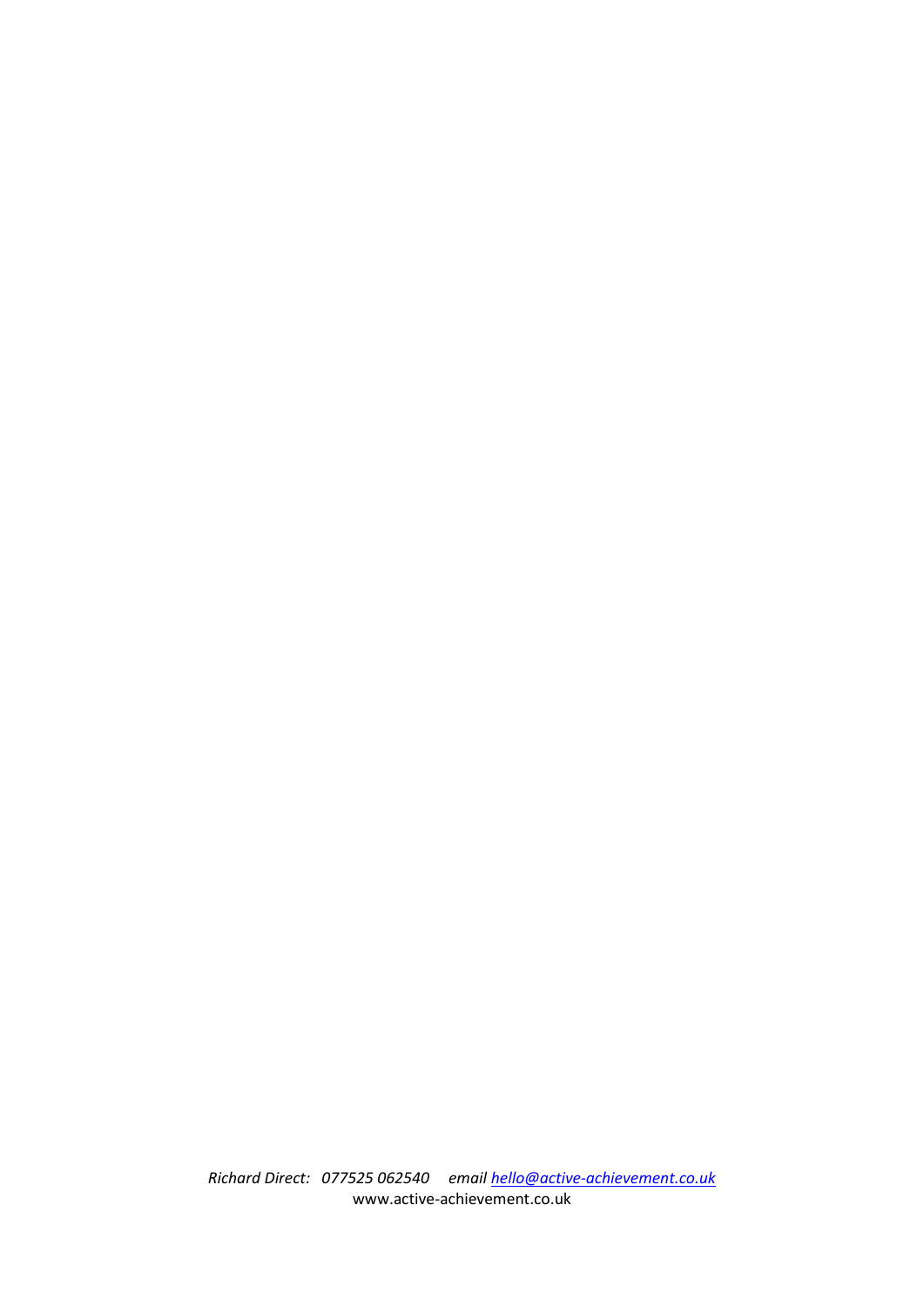*Richard Direct: 077525 062540 email [hello@active-achievement.co.uk](mailto:hello@active-achievement.co.uk)*
www.active-achievement.co.uk